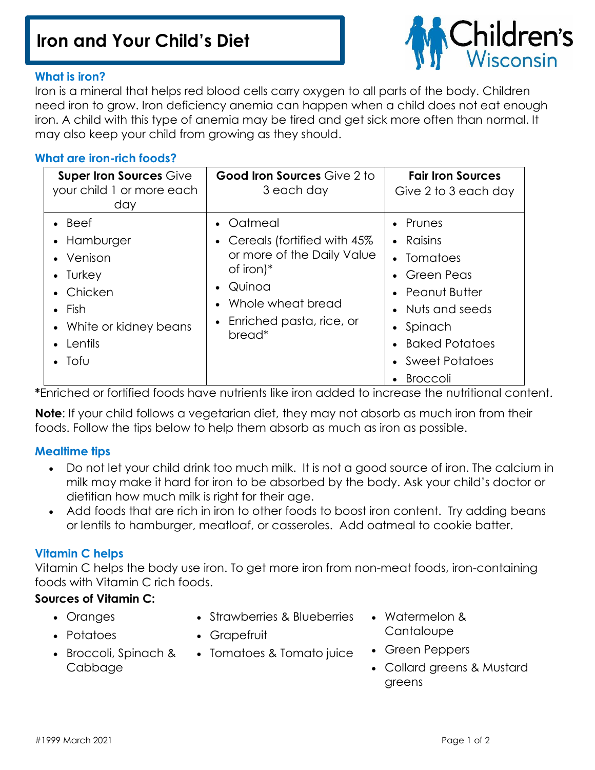# Iron and Your Child's Diet

Children's Wisconsin

### What is iron?

Iron is a mineral that helps red blood cells carry oxygen to all parts of the body. Children need iron to grow. Iron deficiency anemia can happen when a child does not eat enough iron. A child with this type of anemia may be tired and get sick more often than normal. It may also keep your child from growing as they should.

### What are iron-rich foods?

| **Super Iron Sources** Give your child 1 or more each day | **Good Iron Sources** Give 2 to 3 each day | **Fair Iron Sources** Give 2 to 3 each day |
|---|---|---|
| • Beef<br>• Hamburger<br>• Venison<br>• Turkey<br>• Chicken<br>• Fish<br>• White or kidney beans<br>• Lentils<br>• Tofu | • Oatmeal<br>• Cereals (fortified with 45% or more of the Daily Value of iron)*<br>• Quinoa<br>• Whole wheat bread<br>• Enriched pasta, rice, or bread* | • Prunes<br>• Raisins<br>• Tomatoes<br>• Green Peas<br>• Peanut Butter<br>• Nuts and seeds<br>• Spinach<br>• Baked Potatoes<br>• Sweet Potatoes<br>• Broccoli |

**\***Enriched or fortified foods have nutrients like iron added to increase the nutritional content.

**Note**: If your child follows a vegetarian diet, they may not absorb as much iron from their foods. Follow the tips below to help them absorb as much as iron as possible.

### Mealtime tips

- Do not let your child drink too much milk. It is not a good source of iron. The calcium in milk may make it hard for iron to be absorbed by the body. Ask your child's doctor or dietitian how much milk is right for their age.
- Add foods that are rich in iron to other foods to boost iron content. Try adding beans or lentils to hamburger, meatloaf, or casseroles. Add oatmeal to cookie batter.

### Vitamin C helps

Vitamin C helps the body use iron. To get more iron from non-meat foods, iron-containing foods with Vitamin C rich foods.

**Sources of Vitamin C:**

- Oranges
- Potatoes
- Broccoli, Spinach & Cabbage
- Strawberries & Blueberries
- Grapefruit
- Tomatoes & Tomato juice
- Watermelon & Cantaloupe
- Green Peppers
- Collard greens & Mustard greens

#1999 March 2021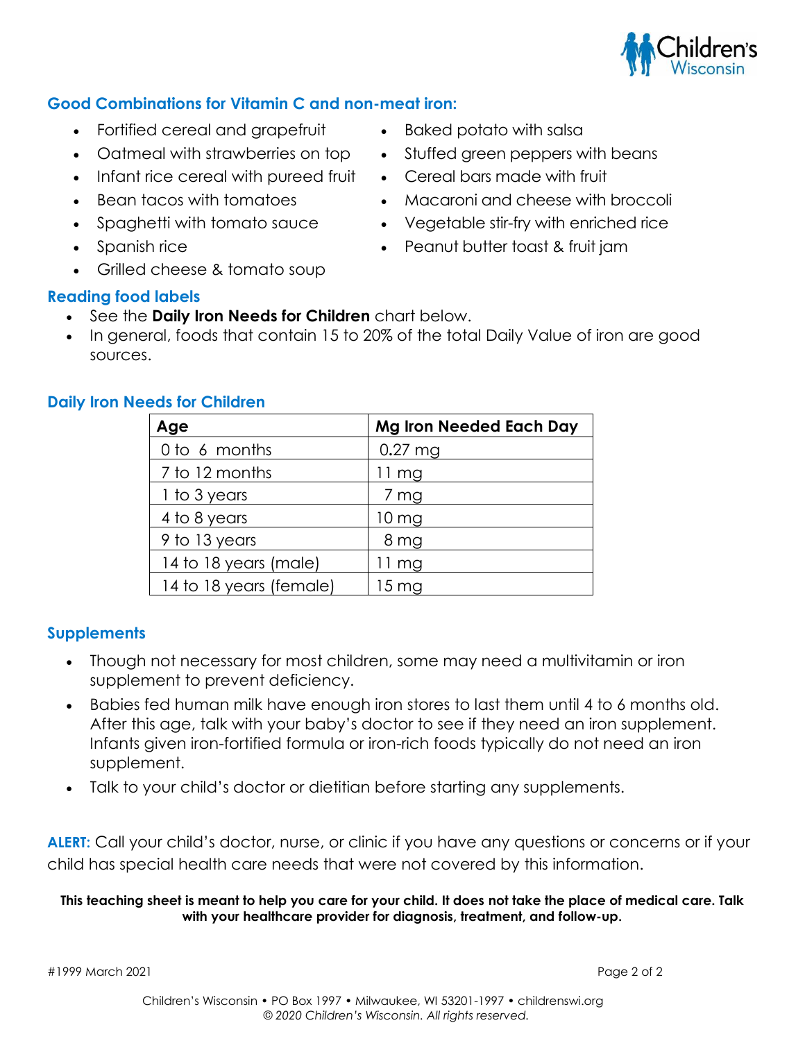## Good Combinations for Vitamin C and non-meat iron:

- Fortified cereal and grapefruit
- Oatmeal with strawberries on top
- Infant rice cereal with pureed fruit
- Bean tacos with tomatoes
- Spaghetti with tomato sauce
- Spanish rice
- Grilled cheese & tomato soup
- Baked potato with salsa
- Stuffed green peppers with beans
- Cereal bars made with fruit
- Macaroni and cheese with broccoli
- Vegetable stir-fry with enriched rice
- Peanut butter toast & fruit jam

## Reading food labels

- See the **Daily Iron Needs for Children** chart below.
- In general, foods that contain 15 to 20% of the total Daily Value of iron are good sources.

## Daily Iron Needs for Children

| Age | Mg Iron Needed Each Day |
|---|---|
| 0 to 6 months | 0.27 mg |
| 7 to 12 months | 11 mg |
| 1 to 3 years | 7 mg |
| 4 to 8 years | 10 mg |
| 9 to 13 years | 8 mg |
| 14 to 18 years (male) | 11 mg |
| 14 to 18 years (female) | 15 mg |

## Supplements

- Though not necessary for most children, some may need a multivitamin or iron supplement to prevent deficiency.
- Babies fed human milk have enough iron stores to last them until 4 to 6 months old. After this age, talk with your baby's doctor to see if they need an iron supplement. Infants given iron-fortified formula or iron-rich foods typically do not need an iron supplement.
- Talk to your child's doctor or dietitian before starting any supplements.

**ALERT:** Call your child's doctor, nurse, or clinic if you have any questions or concerns or if your child has special health care needs that were not covered by this information.

**This teaching sheet is meant to help you care for your child. It does not take the place of medical care. Talk with your healthcare provider for diagnosis, treatment, and follow-up.**

#1999 March 2021

Children's Wisconsin • PO Box 1997 • Milwaukee, WI 53201-1997 • childrenswi.org
*© 2020 Children's Wisconsin. All rights reserved.*